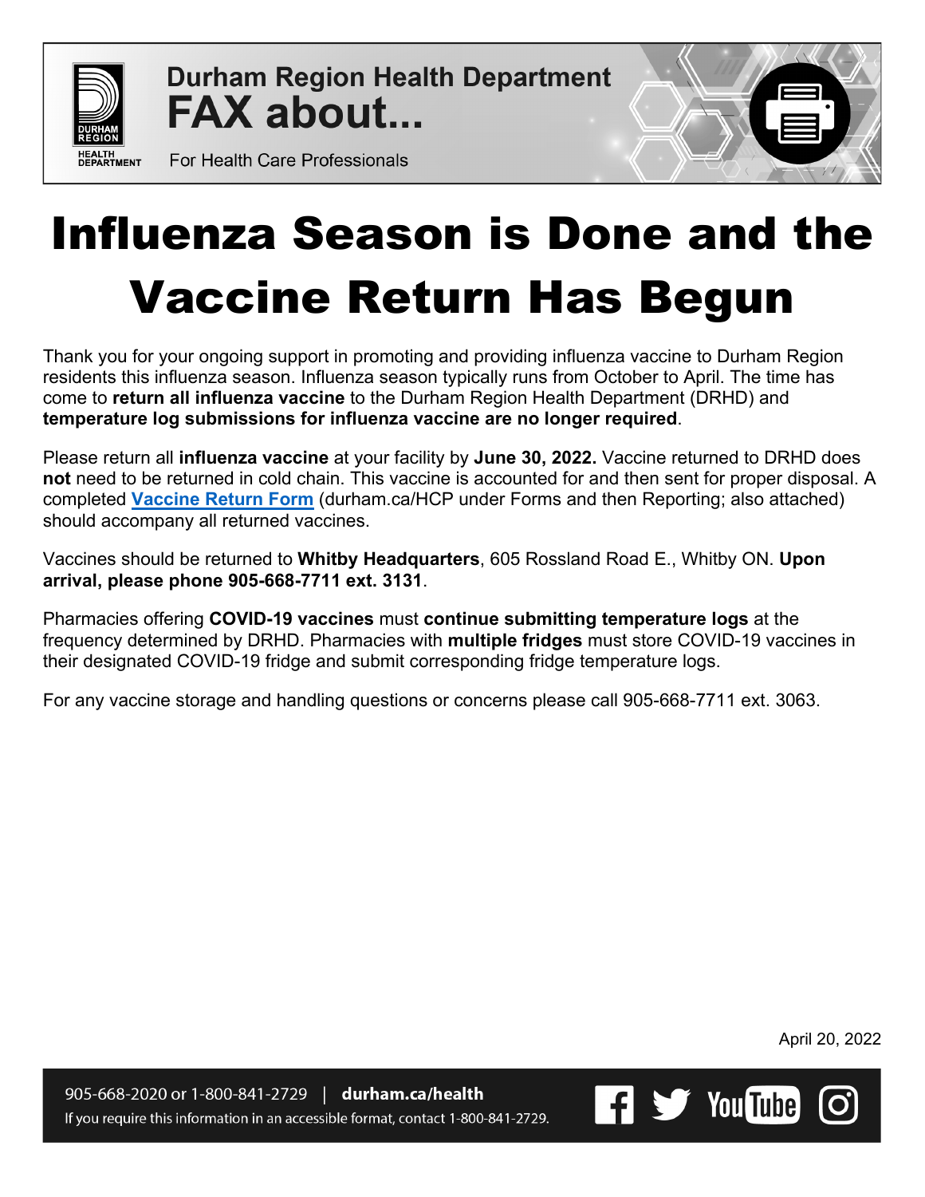Durham Region Health Department
**FAX about...**
For Health Care Professionals

# Influenza Season is Done and the Vaccine Return Has Begun

Thank you for your ongoing support in promoting and providing influenza vaccine to Durham Region residents this influenza season. Influenza season typically runs from October to April. The time has come to **return all influenza vaccine** to the Durham Region Health Department (DRHD) and **temperature log submissions for influenza vaccine are no longer required**.

Please return all **influenza vaccine** at your facility by **June 30, 2022.** Vaccine returned to DRHD does **not** need to be returned in cold chain. This vaccine is accounted for and then sent for proper disposal. A completed **Vaccine Return Form** (durham.ca/HCP under Forms and then Reporting; also attached) should accompany all returned vaccines.

Vaccines should be returned to **Whitby Headquarters**, 605 Rossland Road E., Whitby ON. **Upon arrival, please phone 905-668-7711 ext. 3131**.

Pharmacies offering **COVID-19 vaccines** must **continue submitting temperature logs** at the frequency determined by DRHD. Pharmacies with **multiple fridges** must store COVID-19 vaccines in their designated COVID-19 fridge and submit corresponding fridge temperature logs.

For any vaccine storage and handling questions or concerns please call 905-668-7711 ext. 3063.

April 20, 2022

905-668-2020 or 1-800-841-2729 | **durham.ca/health**
If you require this information in an accessible format, contact 1-800-841-2729.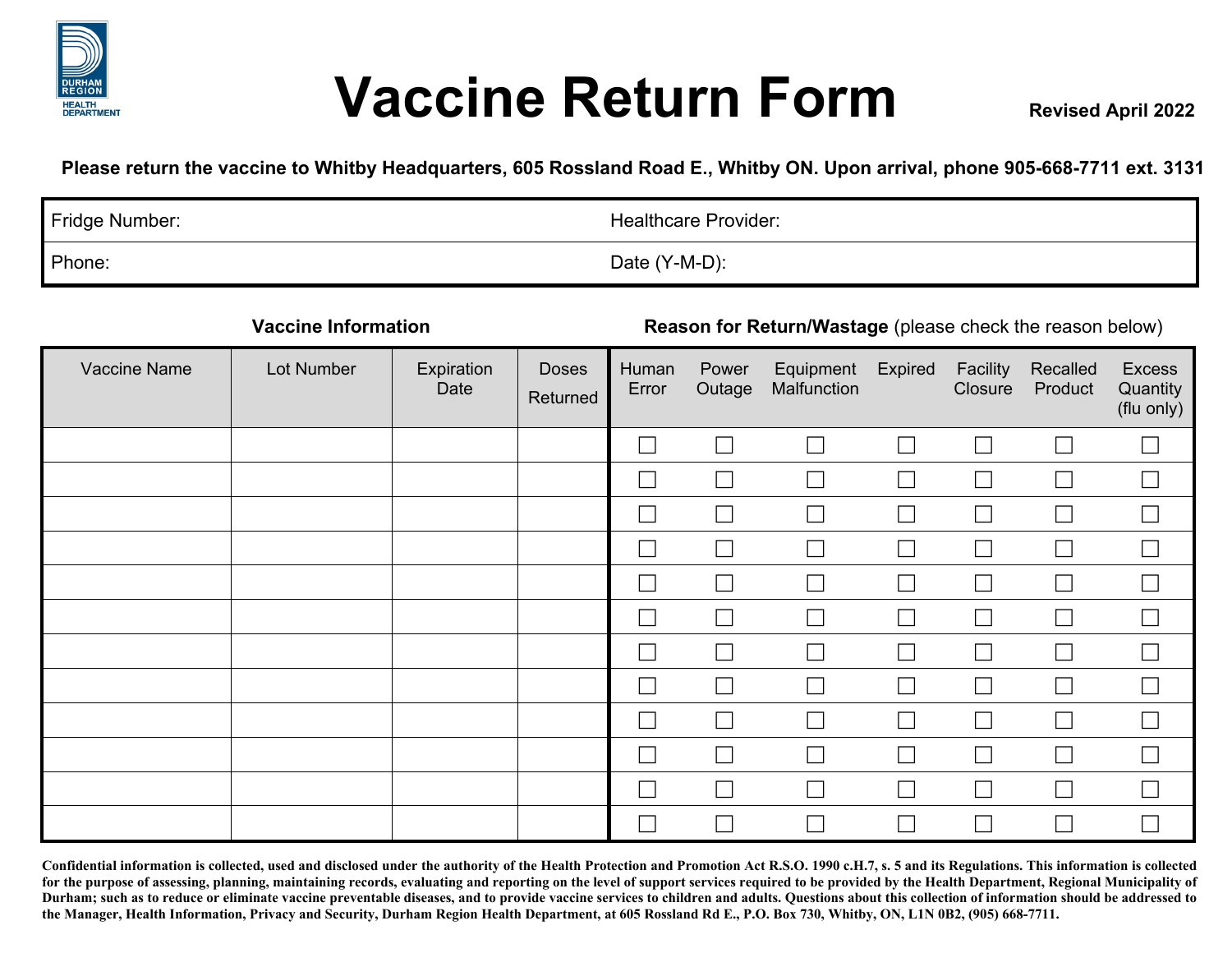DURHAM REGION HEALTH DEPARTMENT

# Vaccine Return Form

**Revised April 2022**

**Please return the vaccine to Whitby Headquarters, 605 Rossland Road E., Whitby ON. Upon arrival, phone 905-668-7711 ext. 3131**

| | |
|---|---|
| Fridge Number: | Healthcare Provider: |
| Phone: | Date (Y-M-D): |

**Vaccine Information** | **Reason for Return/Wastage** (please check the reason below)

| Vaccine Name | Lot Number | Expiration Date | Doses Returned | Human Error | Power Outage | Equipment Malfunction | Expired | Facility Closure | Recalled Product | Excess Quantity (flu only) |
|---|---|---|---|---|---|---|---|---|---|---|
| | | | | ☐ | ☐ | ☐ | ☐ | ☐ | ☐ | ☐ |
| | | | | ☐ | ☐ | ☐ | ☐ | ☐ | ☐ | ☐ |
| | | | | ☐ | ☐ | ☐ | ☐ | ☐ | ☐ | ☐ |
| | | | | ☐ | ☐ | ☐ | ☐ | ☐ | ☐ | ☐ |
| | | | | ☐ | ☐ | ☐ | ☐ | ☐ | ☐ | ☐ |
| | | | | ☐ | ☐ | ☐ | ☐ | ☐ | ☐ | ☐ |
| | | | | ☐ | ☐ | ☐ | ☐ | ☐ | ☐ | ☐ |
| | | | | ☐ | ☐ | ☐ | ☐ | ☐ | ☐ | ☐ |
| | | | | ☐ | ☐ | ☐ | ☐ | ☐ | ☐ | ☐ |
| | | | | ☐ | ☐ | ☐ | ☐ | ☐ | ☐ | ☐ |
| | | | | ☐ | ☐ | ☐ | ☐ | ☐ | ☐ | ☐ |
| | | | | ☐ | ☐ | ☐ | ☐ | ☐ | ☐ | ☐ |

**Confidential information is collected, used and disclosed under the authority of the Health Protection and Promotion Act R.S.O. 1990 c.H.7, s. 5 and its Regulations. This information is collected for the purpose of assessing, planning, maintaining records, evaluating and reporting on the level of support services required to be provided by the Health Department, Regional Municipality of Durham; such as to reduce or eliminate vaccine preventable diseases, and to provide vaccine services to children and adults. Questions about this collection of information should be addressed to the Manager, Health Information, Privacy and Security, Durham Region Health Department, at 605 Rossland Rd E., P.O. Box 730, Whitby, ON, L1N 0B2, (905) 668-7711.**